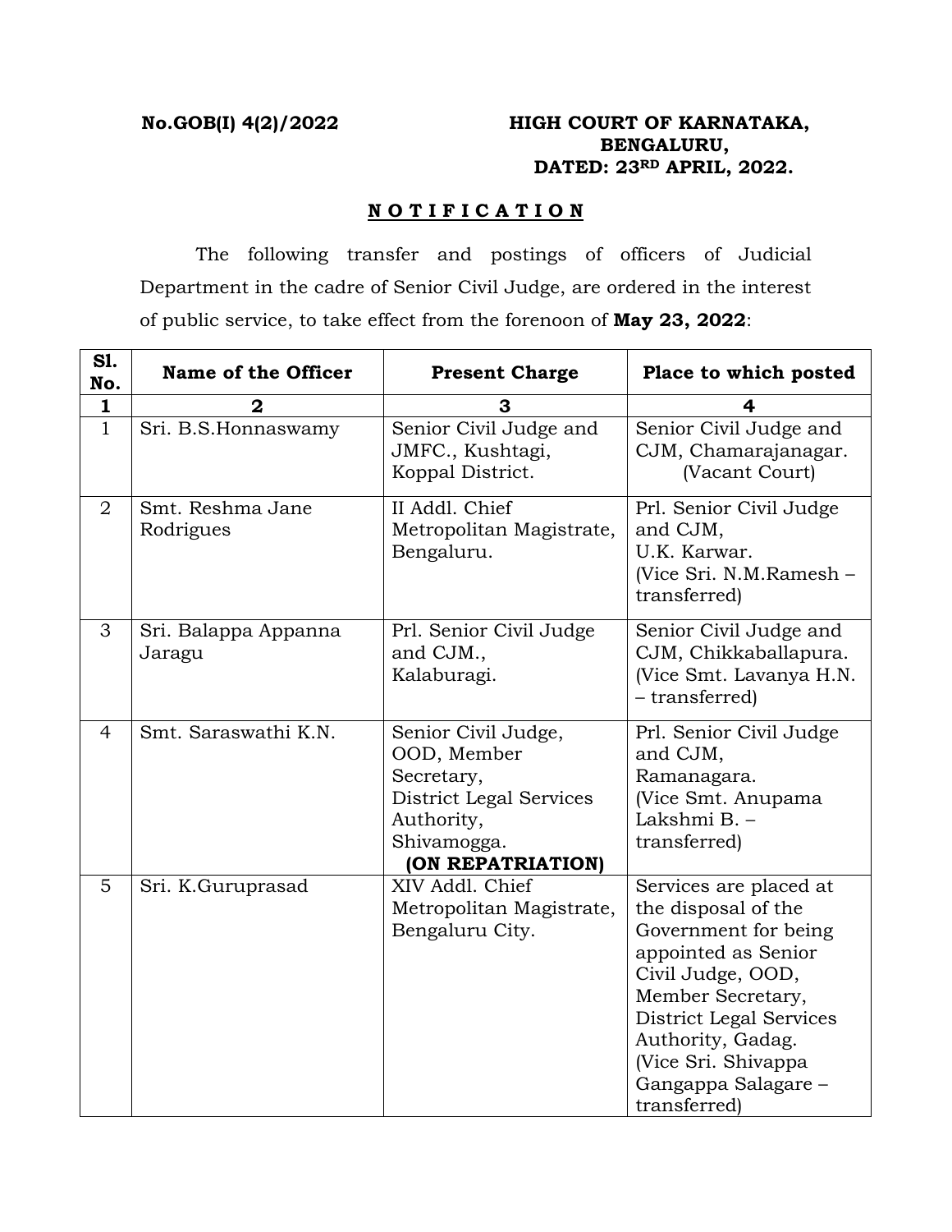**No.GOB(I) 4(2)/2022**

**HIGH COURT OF KARNATAKA, BENGALURU, DATED: 23RD APRIL, 2022.**

**N O T I F I C A T I O N**

The following transfer and postings of officers of Judicial Department in the cadre of Senior Civil Judge, are ordered in the interest of public service, to take effect from the forenoon of **May 23, 2022**:

| Sl. No. | Name of the Officer | Present Charge | Place to which posted |
|---|---|---|---|
| **1** | **2** | **3** | **4** |
| 1 | Sri. B.S.Honnaswamy | Senior Civil Judge and JMFC., Kushtagi, Koppal District. | Senior Civil Judge and CJM, Chamarajanagar. (Vacant Court) |
| 2 | Smt. Reshma Jane Rodrigues | II Addl. Chief Metropolitan Magistrate, Bengaluru. | Prl. Senior Civil Judge and CJM, U.K. Karwar. (Vice Sri. N.M.Ramesh – transferred) |
| 3 | Sri. Balappa Appanna Jaragu | Prl. Senior Civil Judge and CJM., Kalaburagi. | Senior Civil Judge and CJM, Chikkaballapura. (Vice Smt. Lavanya H.N. – transferred) |
| 4 | Smt. Saraswathi K.N. | Senior Civil Judge, OOD, Member Secretary, District Legal Services Authority, Shivamogga. **(ON REPATRIATION)** | Prl. Senior Civil Judge and CJM, Ramanagara. (Vice Smt. Anupama Lakshmi B. – transferred) |
| 5 | Sri. K.Guruprasad | XIV Addl. Chief Metropolitan Magistrate, Bengaluru City. | Services are placed at the disposal of the Government for being appointed as Senior Civil Judge, OOD, Member Secretary, District Legal Services Authority, Gadag. (Vice Sri. Shivappa Gangappa Salagare – transferred) |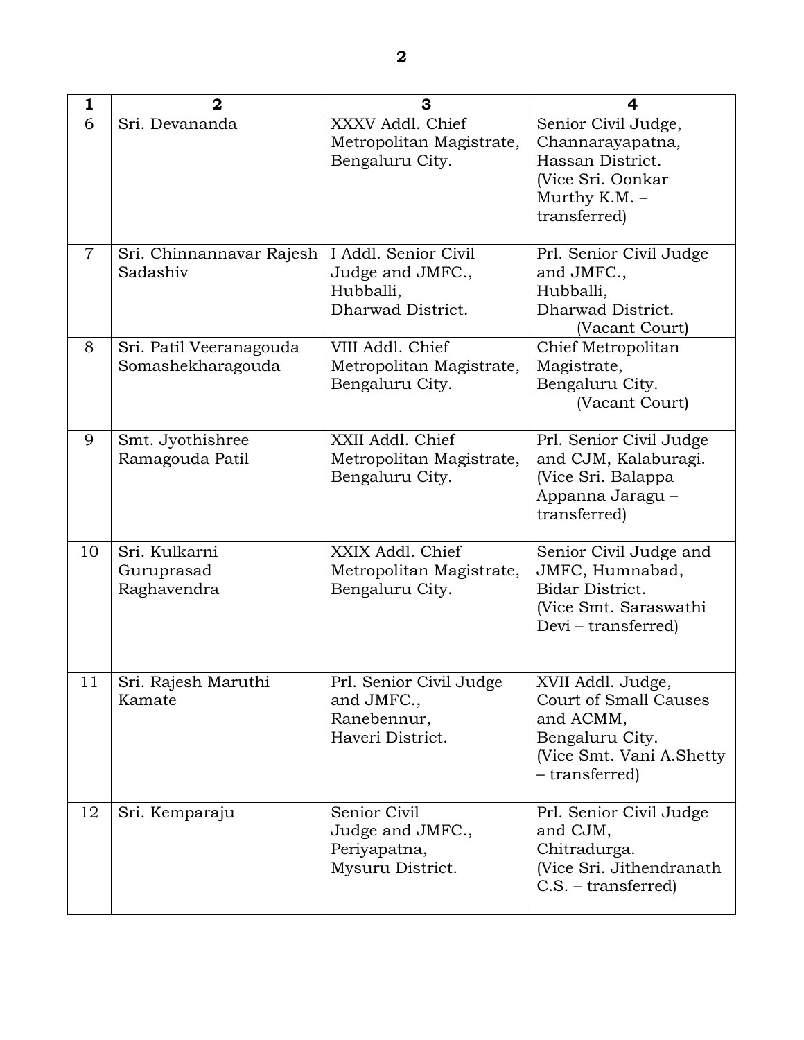| 1 | 2 | 3 | 4 |
|---|---|---|---|
| 6 | Sri. Devananda | XXXV Addl. Chief Metropolitan Magistrate, Bengaluru City. | Senior Civil Judge, Channarayapatna, Hassan District. (Vice Sri. Oonkar Murthy K.M. – transferred) |
| 7 | Sri. Chinnannavar Rajesh Sadashiv | I Addl. Senior Civil Judge and JMFC., Hubballi, Dharwad District. | Prl. Senior Civil Judge and JMFC., Hubballi, Dharwad District. (Vacant Court) |
| 8 | Sri. Patil Veeranagouda Somashekharagouda | VIII Addl. Chief Metropolitan Magistrate, Bengaluru City. | Chief Metropolitan Magistrate, Bengaluru City. (Vacant Court) |
| 9 | Smt. Jyothishree Ramagouda Patil | XXII Addl. Chief Metropolitan Magistrate, Bengaluru City. | Prl. Senior Civil Judge and CJM, Kalaburagi. (Vice Sri. Balappa Appanna Jaragu – transferred) |
| 10 | Sri. Kulkarni Guruprasad Raghavendra | XXIX Addl. Chief Metropolitan Magistrate, Bengaluru City. | Senior Civil Judge and JMFC, Humnabad, Bidar District. (Vice Smt. Saraswathi Devi – transferred) |
| 11 | Sri. Rajesh Maruthi Kamate | Prl. Senior Civil Judge and JMFC., Ranebennur, Haveri District. | XVII Addl. Judge, Court of Small Causes and ACMM, Bengaluru City. (Vice Smt. Vani A.Shetty – transferred) |
| 12 | Sri. Kemparaju | Senior Civil Judge and JMFC., Periyapatna, Mysuru District. | Prl. Senior Civil Judge and CJM, Chitradurga. (Vice Sri. Jithendranath C.S. – transferred) |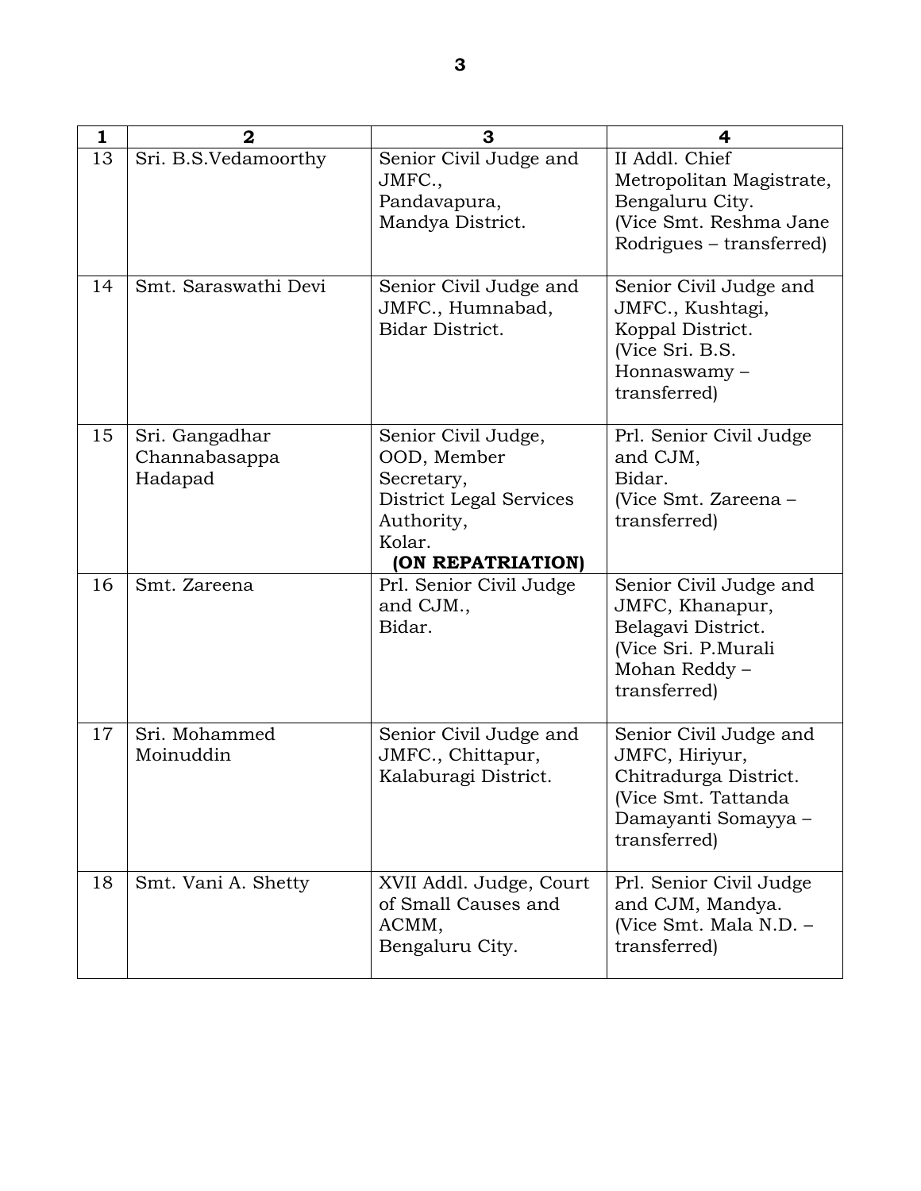| 1 | 2 | 3 | 4 |
|---|---|---|---|
| 13 | Sri. B.S.Vedamoorthy | Senior Civil Judge and JMFC., Pandavapura, Mandya District. | II Addl. Chief Metropolitan Magistrate, Bengaluru City. (Vice Smt. Reshma Jane Rodrigues – transferred) |
| 14 | Smt. Saraswathi Devi | Senior Civil Judge and JMFC., Humnabad, Bidar District. | Senior Civil Judge and JMFC., Kushtagi, Koppal District. (Vice Sri. B.S. Honnaswamy – transferred) |
| 15 | Sri. Gangadhar Channabasappa Hadapad | Senior Civil Judge, OOD, Member Secretary, District Legal Services Authority, Kolar. **(ON REPATRIATION)** | Prl. Senior Civil Judge and CJM, Bidar. (Vice Smt. Zareena – transferred) |
| 16 | Smt. Zareena | Prl. Senior Civil Judge and CJM., Bidar. | Senior Civil Judge and JMFC, Khanapur, Belagavi District. (Vice Sri. P.Murali Mohan Reddy – transferred) |
| 17 | Sri. Mohammed Moinuddin | Senior Civil Judge and JMFC., Chittapur, Kalaburagi District. | Senior Civil Judge and JMFC, Hiriyur, Chitradurga District. (Vice Smt. Tattanda Damayanti Somayya – transferred) |
| 18 | Smt. Vani A. Shetty | XVII Addl. Judge, Court of Small Causes and ACMM, Bengaluru City. | Prl. Senior Civil Judge and CJM, Mandya. (Vice Smt. Mala N.D. – transferred) |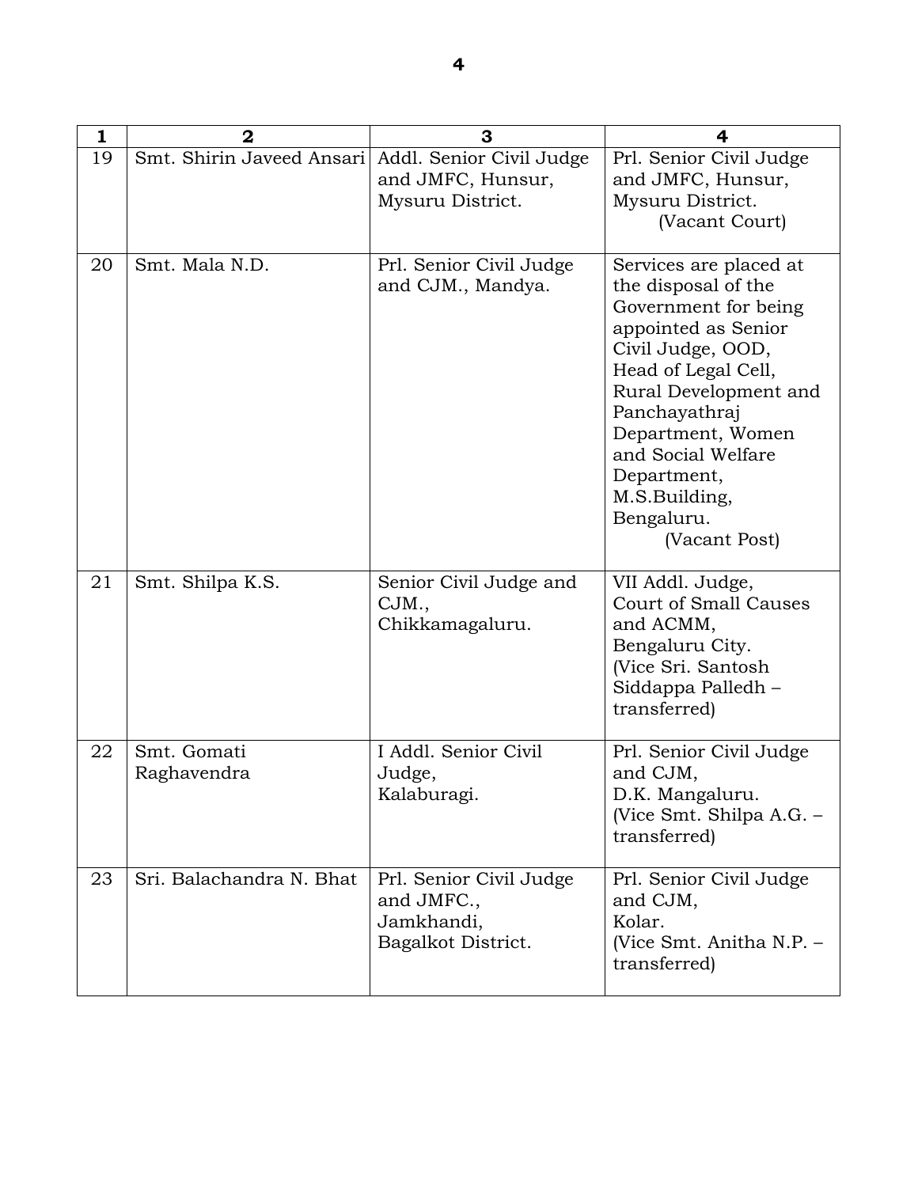| 1 | 2 | 3 | 4 |
|---|---|---|---|
| 19 | Smt. Shirin Javeed Ansari | Addl. Senior Civil Judge and JMFC, Hunsur, Mysuru District. | Prl. Senior Civil Judge and JMFC, Hunsur, Mysuru District. (Vacant Court) |
| 20 | Smt. Mala N.D. | Prl. Senior Civil Judge and CJM., Mandya. | Services are placed at the disposal of the Government for being appointed as Senior Civil Judge, OOD, Head of Legal Cell, Rural Development and Panchayathraj Department, Women and Social Welfare Department, M.S.Building, Bengaluru. (Vacant Post) |
| 21 | Smt. Shilpa K.S. | Senior Civil Judge and CJM., Chikkamagaluru. | VII Addl. Judge, Court of Small Causes and ACMM, Bengaluru City. (Vice Sri. Santosh Siddappa Palledh – transferred) |
| 22 | Smt. Gomati Raghavendra | I Addl. Senior Civil Judge, Kalaburagi. | Prl. Senior Civil Judge and CJM, D.K. Mangaluru. (Vice Smt. Shilpa A.G. – transferred) |
| 23 | Sri. Balachandra N. Bhat | Prl. Senior Civil Judge and JMFC., Jamkhandi, Bagalkot District. | Prl. Senior Civil Judge and CJM, Kolar. (Vice Smt. Anitha N.P. – transferred) |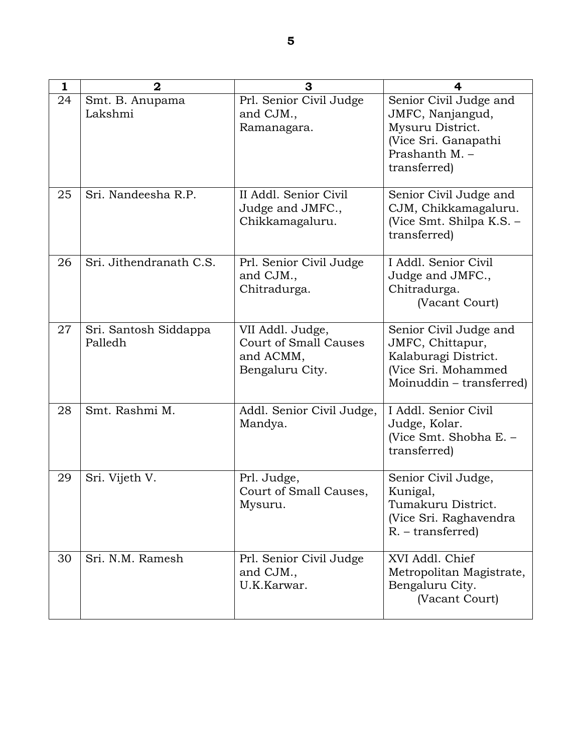| 1 | 2 | 3 | 4 |
|---|---|---|---|
| 24 | Smt. B. Anupama Lakshmi | Prl. Senior Civil Judge and CJM., Ramanagara. | Senior Civil Judge and JMFC, Nanjangud, Mysuru District. (Vice Sri. Ganapathi Prashanth M. – transferred) |
| 25 | Sri. Nandeesha R.P. | II Addl. Senior Civil Judge and JMFC., Chikkamagaluru. | Senior Civil Judge and CJM, Chikkamagaluru. (Vice Smt. Shilpa K.S. – transferred) |
| 26 | Sri. Jithendranath C.S. | Prl. Senior Civil Judge and CJM., Chitradurga. | I Addl. Senior Civil Judge and JMFC., Chitradurga. (Vacant Court) |
| 27 | Sri. Santosh Siddappa Palledh | VII Addl. Judge, Court of Small Causes and ACMM, Bengaluru City. | Senior Civil Judge and JMFC, Chittapur, Kalaburagi District. (Vice Sri. Mohammed Moinuddin – transferred) |
| 28 | Smt. Rashmi M. | Addl. Senior Civil Judge, Mandya. | I Addl. Senior Civil Judge, Kolar. (Vice Smt. Shobha E. – transferred) |
| 29 | Sri. Vijeth V. | Prl. Judge, Court of Small Causes, Mysuru. | Senior Civil Judge, Kunigal, Tumakuru District. (Vice Sri. Raghavendra R. – transferred) |
| 30 | Sri. N.M. Ramesh | Prl. Senior Civil Judge and CJM., U.K.Karwar. | XVI Addl. Chief Metropolitan Magistrate, Bengaluru City. (Vacant Court) |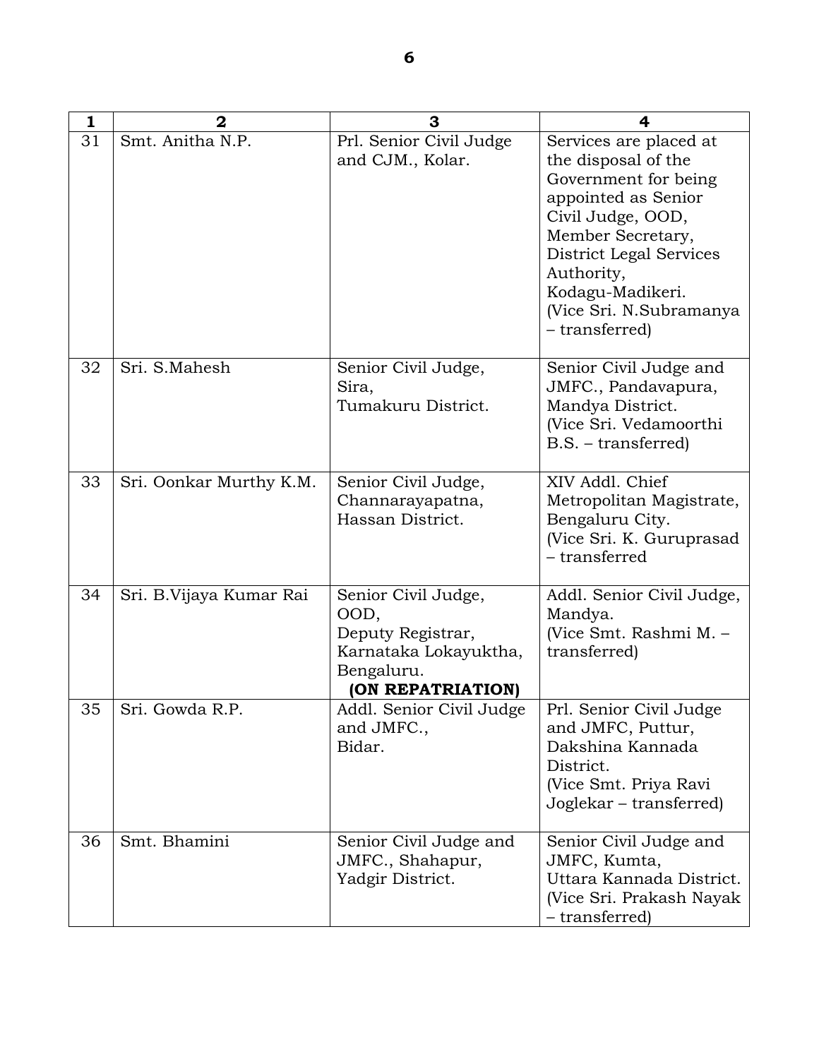| 1 | 2 | 3 | 4 |
|---|---|---|---|
| 31 | Smt. Anitha N.P. | Prl. Senior Civil Judge and CJM., Kolar. | Services are placed at the disposal of the Government for being appointed as Senior Civil Judge, OOD, Member Secretary, District Legal Services Authority, Kodagu-Madikeri. (Vice Sri. N.Subramanya – transferred) |
| 32 | Sri. S.Mahesh | Senior Civil Judge, Sira, Tumakuru District. | Senior Civil Judge and JMFC., Pandavapura, Mandya District. (Vice Sri. Vedamoorthi B.S. – transferred) |
| 33 | Sri. Oonkar Murthy K.M. | Senior Civil Judge, Channarayapatna, Hassan District. | XIV Addl. Chief Metropolitan Magistrate, Bengaluru City. (Vice Sri. K. Guruprasad – transferred |
| 34 | Sri. B.Vijaya Kumar Rai | Senior Civil Judge, OOD, Deputy Registrar, Karnataka Lokayuktha, Bengaluru. **(ON REPATRIATION)** | Addl. Senior Civil Judge, Mandya. (Vice Smt. Rashmi M. – transferred) |
| 35 | Sri. Gowda R.P. | Addl. Senior Civil Judge and JMFC., Bidar. | Prl. Senior Civil Judge and JMFC, Puttur, Dakshina Kannada District. (Vice Smt. Priya Ravi Joglekar – transferred) |
| 36 | Smt. Bhamini | Senior Civil Judge and JMFC., Shahapur, Yadgir District. | Senior Civil Judge and JMFC, Kumta, Uttara Kannada District. (Vice Sri. Prakash Nayak – transferred) |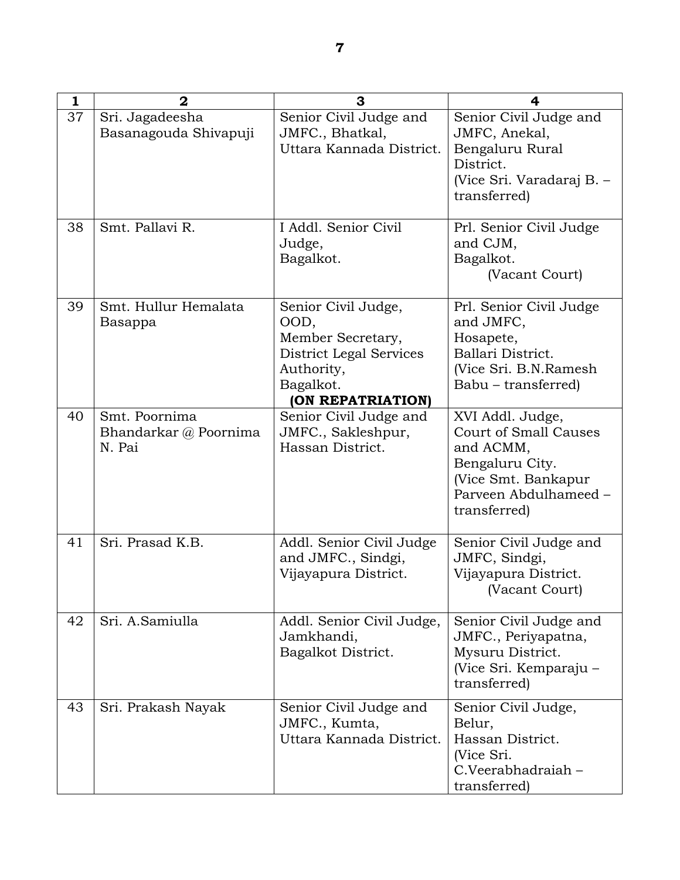| 1 | 2 | 3 | 4 |
|---|---|---|---|
| 37 | Sri. Jagadeesha Basanagouda Shivapuji | Senior Civil Judge and JMFC., Bhatkal, Uttara Kannada District. | Senior Civil Judge and JMFC, Anekal, Bengaluru Rural District. (Vice Sri. Varadaraj B. – transferred) |
| 38 | Smt. Pallavi R. | I Addl. Senior Civil Judge, Bagalkot. | Prl. Senior Civil Judge and CJM, Bagalkot. (Vacant Court) |
| 39 | Smt. Hullur Hemalata Basappa | Senior Civil Judge, OOD, Member Secretary, District Legal Services Authority, Bagalkot. **(ON REPATRIATION)** | Prl. Senior Civil Judge and JMFC, Hosapete, Ballari District. (Vice Sri. B.N.Ramesh Babu – transferred) |
| 40 | Smt. Poornima Bhandarkar @ Poornima N. Pai | Senior Civil Judge and JMFC., Sakleshpur, Hassan District. | XVI Addl. Judge, Court of Small Causes and ACMM, Bengaluru City. (Vice Smt. Bankapur Parveen Abdulhameed – transferred) |
| 41 | Sri. Prasad K.B. | Addl. Senior Civil Judge and JMFC., Sindgi, Vijayapura District. | Senior Civil Judge and JMFC, Sindgi, Vijayapura District. (Vacant Court) |
| 42 | Sri. A.Samiulla | Addl. Senior Civil Judge, Jamkhandi, Bagalkot District. | Senior Civil Judge and JMFC., Periyapatna, Mysuru District. (Vice Sri. Kemparaju – transferred) |
| 43 | Sri. Prakash Nayak | Senior Civil Judge and JMFC., Kumta, Uttara Kannada District. | Senior Civil Judge, Belur, Hassan District. (Vice Sri. C.Veerabhadraiah – transferred) |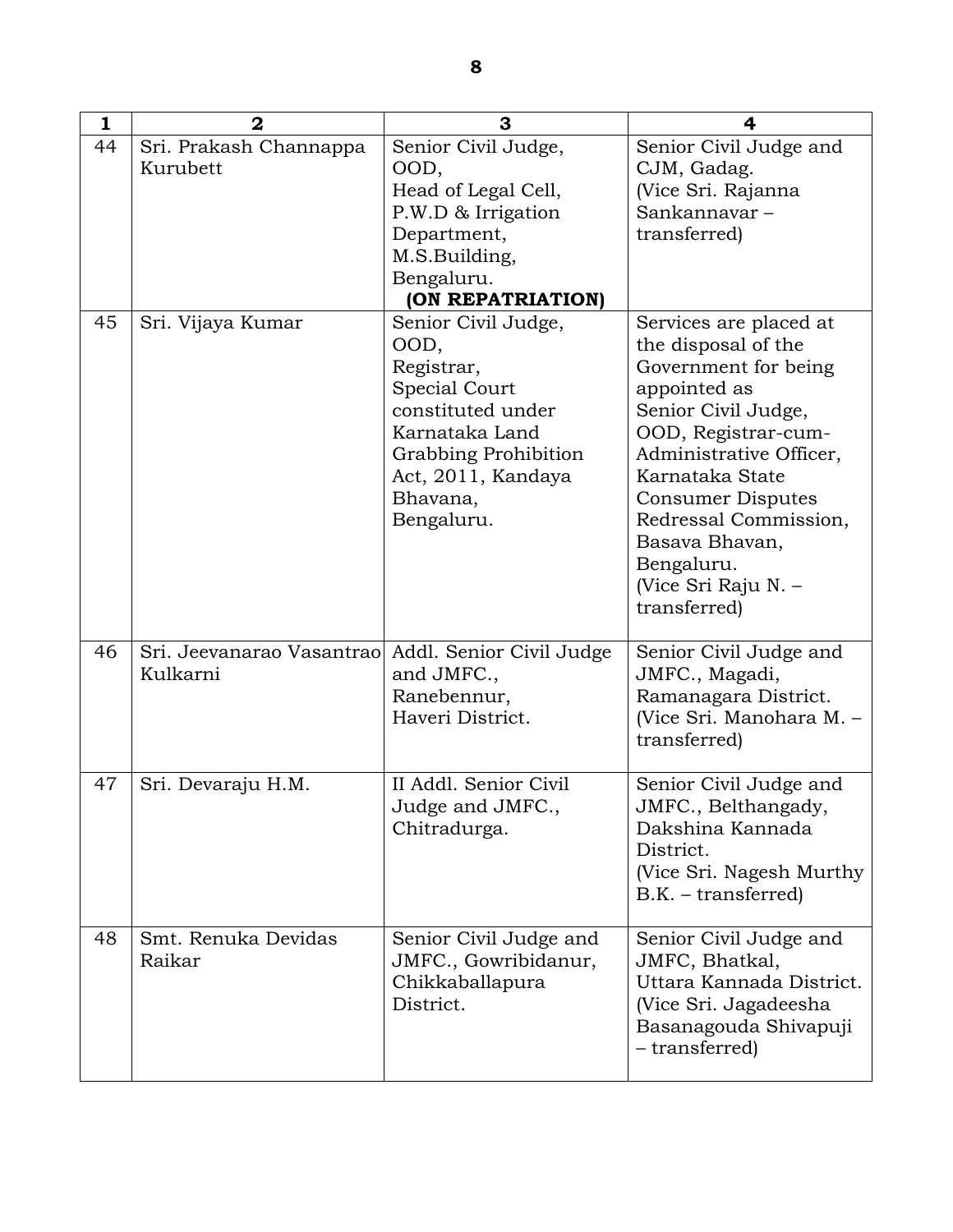| 1 | 2 | 3 | 4 |
|---|---|---|---|
| 44 | Sri. Prakash Channappa Kurubett | Senior Civil Judge, OOD, Head of Legal Cell, P.W.D & Irrigation Department, M.S.Building, Bengaluru. **(ON REPATRIATION)** | Senior Civil Judge and CJM, Gadag. (Vice Sri. Rajanna Sankannavar – transferred) |
| 45 | Sri. Vijaya Kumar | Senior Civil Judge, OOD, Registrar, Special Court constituted under Karnataka Land Grabbing Prohibition Act, 2011, Kandaya Bhavana, Bengaluru. | Services are placed at the disposal of the Government for being appointed as Senior Civil Judge, OOD, Registrar-cum-Administrative Officer, Karnataka State Consumer Disputes Redressal Commission, Basava Bhavan, Bengaluru. (Vice Sri Raju N. – transferred) |
| 46 | Sri. Jeevanarao Vasantrao Kulkarni | Addl. Senior Civil Judge and JMFC., Ranebennur, Haveri District. | Senior Civil Judge and JMFC., Magadi, Ramanagara District. (Vice Sri. Manohara M. – transferred) |
| 47 | Sri. Devaraju H.M. | II Addl. Senior Civil Judge and JMFC., Chitradurga. | Senior Civil Judge and JMFC., Belthangady, Dakshina Kannada District. (Vice Sri. Nagesh Murthy B.K. – transferred) |
| 48 | Smt. Renuka Devidas Raikar | Senior Civil Judge and JMFC., Gowribidanur, Chikkaballapura District. | Senior Civil Judge and JMFC, Bhatkal, Uttara Kannada District. (Vice Sri. Jagadeesha Basanagouda Shivapuji – transferred) |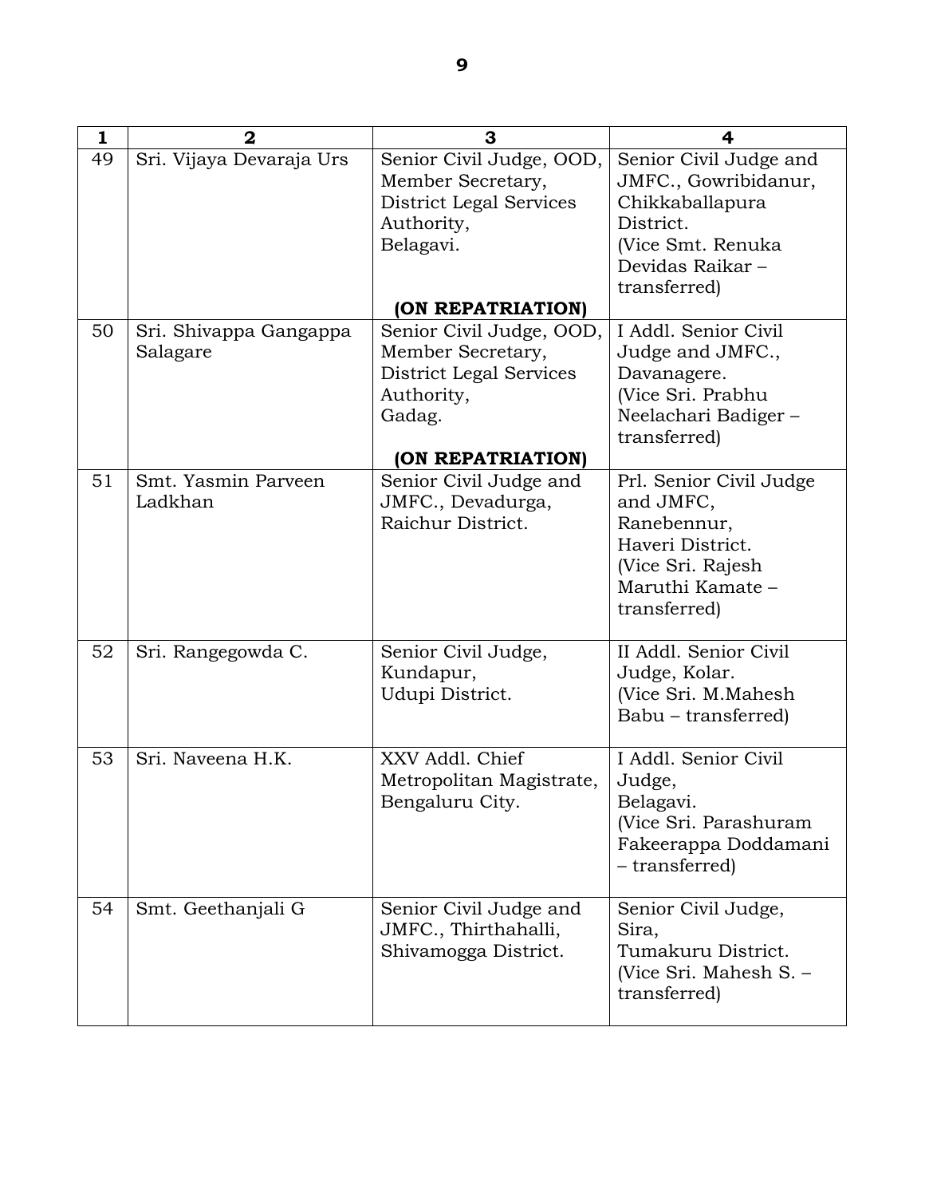| 1 | 2 | 3 | 4 |
|---|---|---|---|
| 49 | Sri. Vijaya Devaraja Urs | Senior Civil Judge, OOD, Member Secretary, District Legal Services Authority, Belagavi. **(ON REPATRIATION)** | Senior Civil Judge and JMFC., Gowribidanur, Chikkaballapura District. (Vice Smt. Renuka Devidas Raikar – transferred) |
| 50 | Sri. Shivappa Gangappa Salagare | Senior Civil Judge, OOD, Member Secretary, District Legal Services Authority, Gadag. **(ON REPATRIATION)** | I Addl. Senior Civil Judge and JMFC., Davanagere. (Vice Sri. Prabhu Neelachari Badiger – transferred) |
| 51 | Smt. Yasmin Parveen Ladkhan | Senior Civil Judge and JMFC., Devadurga, Raichur District. | Prl. Senior Civil Judge and JMFC, Ranebennur, Haveri District. (Vice Sri. Rajesh Maruthi Kamate – transferred) |
| 52 | Sri. Rangegowda C. | Senior Civil Judge, Kundapur, Udupi District. | II Addl. Senior Civil Judge, Kolar. (Vice Sri. M.Mahesh Babu – transferred) |
| 53 | Sri. Naveena H.K. | XXV Addl. Chief Metropolitan Magistrate, Bengaluru City. | I Addl. Senior Civil Judge, Belagavi. (Vice Sri. Parashuram Fakeerappa Doddamani – transferred) |
| 54 | Smt. Geethanjali G | Senior Civil Judge and JMFC., Thirthahalli, Shivamogga District. | Senior Civil Judge, Sira, Tumakuru District. (Vice Sri. Mahesh S. – transferred) |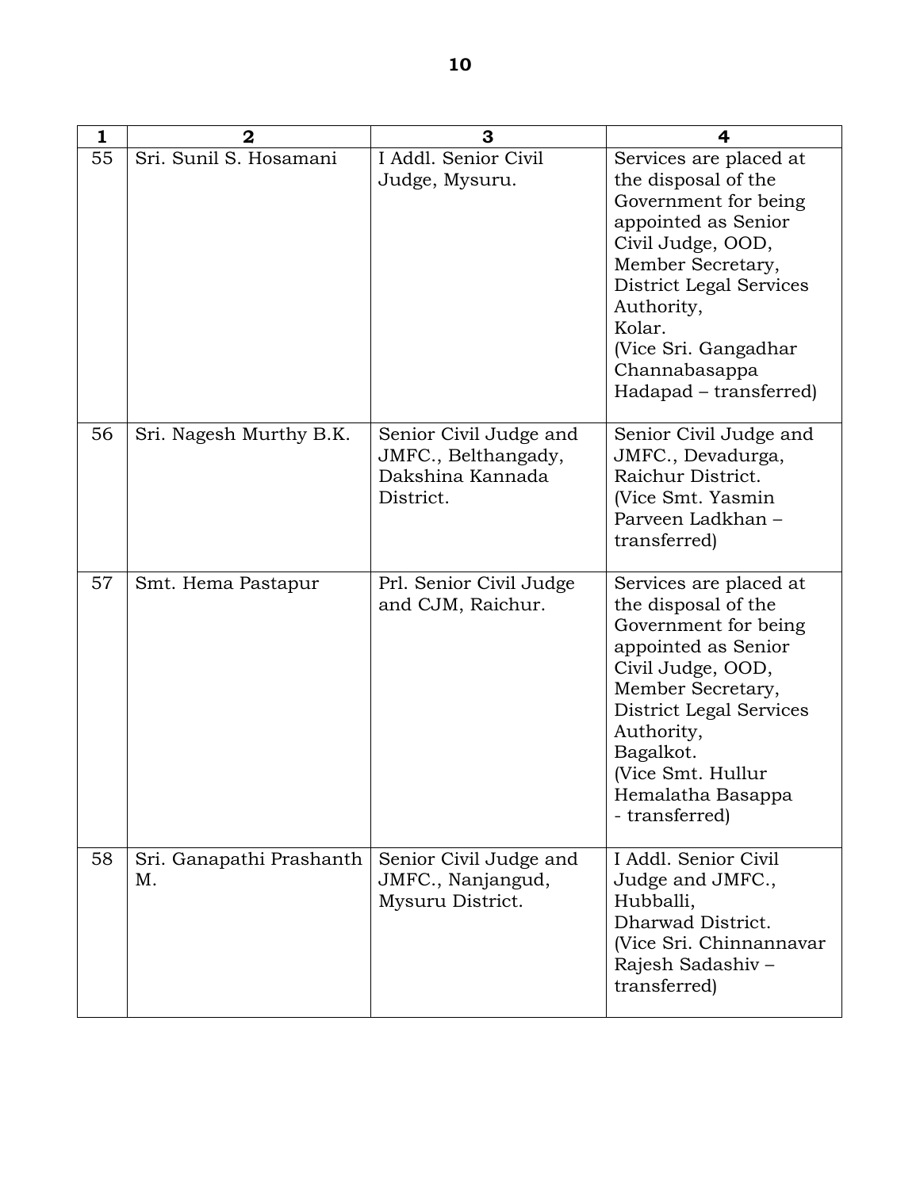| 1 | 2 | 3 | 4 |
|---|---|---|---|
| 55 | Sri. Sunil S. Hosamani | I Addl. Senior Civil Judge, Mysuru. | Services are placed at the disposal of the Government for being appointed as Senior Civil Judge, OOD, Member Secretary, District Legal Services Authority, Kolar. (Vice Sri. Gangadhar Channabasappa Hadapad – transferred) |
| 56 | Sri. Nagesh Murthy B.K. | Senior Civil Judge and JMFC., Belthangady, Dakshina Kannada District. | Senior Civil Judge and JMFC., Devadurga, Raichur District. (Vice Smt. Yasmin Parveen Ladkhan – transferred) |
| 57 | Smt. Hema Pastapur | Prl. Senior Civil Judge and CJM, Raichur. | Services are placed at the disposal of the Government for being appointed as Senior Civil Judge, OOD, Member Secretary, District Legal Services Authority, Bagalkot. (Vice Smt. Hullur Hemalatha Basappa - transferred) |
| 58 | Sri. Ganapathi Prashanth M. | Senior Civil Judge and JMFC., Nanjangud, Mysuru District. | I Addl. Senior Civil Judge and JMFC., Hubballi, Dharwad District. (Vice Sri. Chinnannavar Rajesh Sadashiv – transferred) |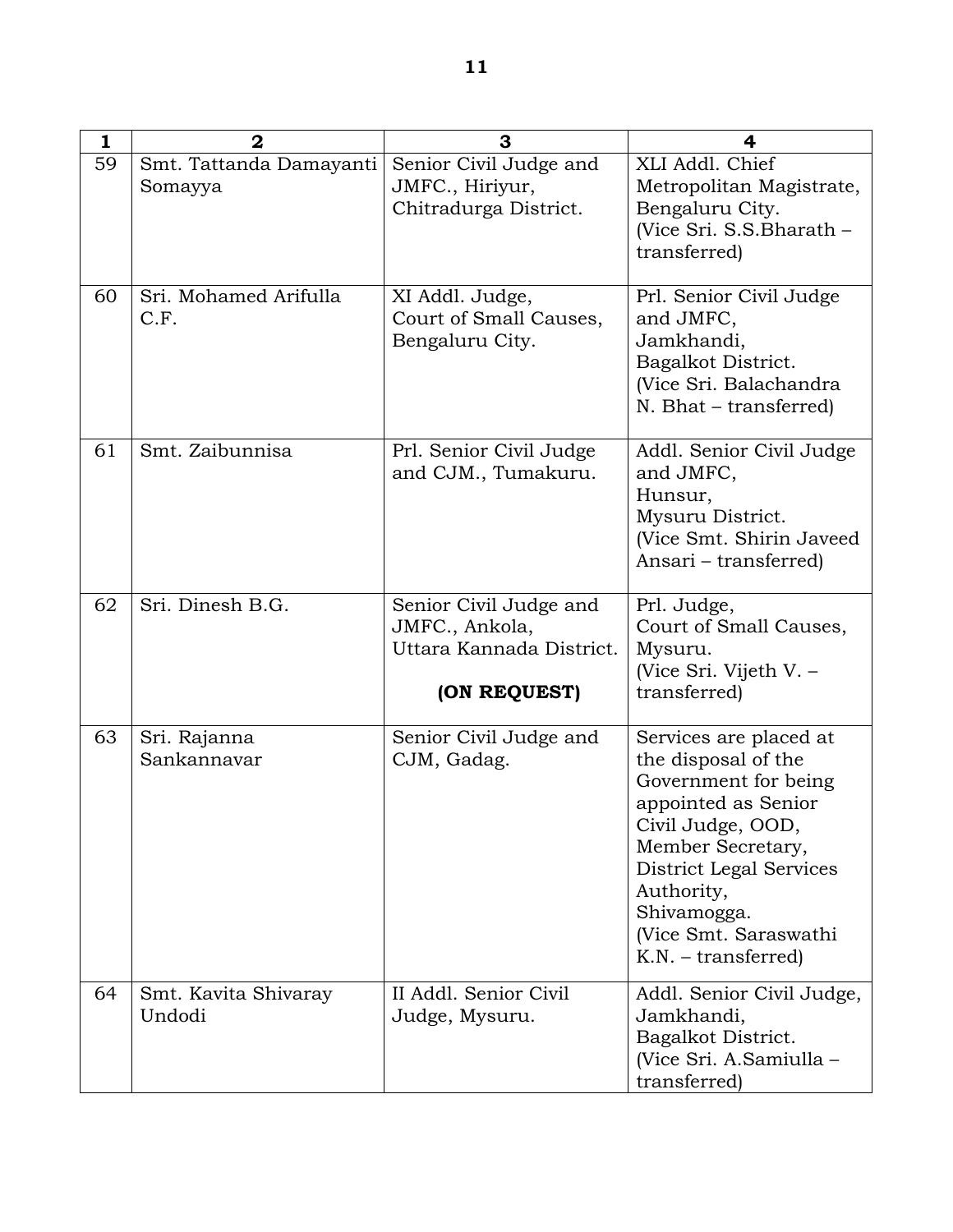| 1 | 2 | 3 | 4 |
|---|---|---|---|
| 59 | Smt. Tattanda Damayanti Somayya | Senior Civil Judge and JMFC., Hiriyur, Chitradurga District. | XLI Addl. Chief Metropolitan Magistrate, Bengaluru City. (Vice Sri. S.S.Bharath – transferred) |
| 60 | Sri. Mohamed Arifulla C.F. | XI Addl. Judge, Court of Small Causes, Bengaluru City. | Prl. Senior Civil Judge and JMFC, Jamkhandi, Bagalkot District. (Vice Sri. Balachandra N. Bhat – transferred) |
| 61 | Smt. Zaibunnisa | Prl. Senior Civil Judge and CJM., Tumakuru. | Addl. Senior Civil Judge and JMFC, Hunsur, Mysuru District. (Vice Smt. Shirin Javeed Ansari – transferred) |
| 62 | Sri. Dinesh B.G. | Senior Civil Judge and JMFC., Ankola, Uttara Kannada District. **(ON REQUEST)** | Prl. Judge, Court of Small Causes, Mysuru. (Vice Sri. Vijeth V. – transferred) |
| 63 | Sri. Rajanna Sankannavar | Senior Civil Judge and CJM, Gadag. | Services are placed at the disposal of the Government for being appointed as Senior Civil Judge, OOD, Member Secretary, District Legal Services Authority, Shivamogga. (Vice Smt. Saraswathi K.N. – transferred) |
| 64 | Smt. Kavita Shivaray Undodi | II Addl. Senior Civil Judge, Mysuru. | Addl. Senior Civil Judge, Jamkhandi, Bagalkot District. (Vice Sri. A.Samiulla – transferred) |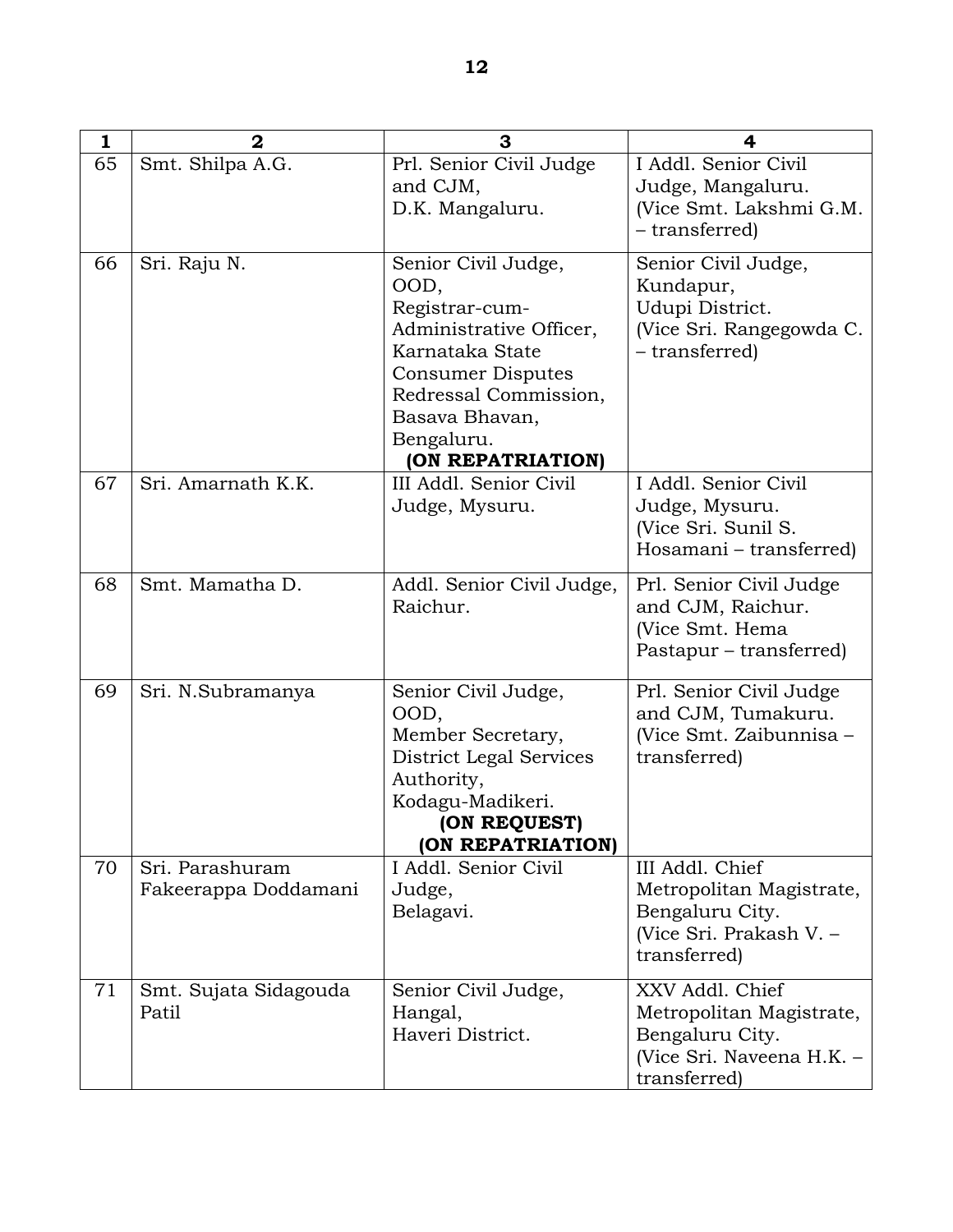| 1 | 2 | 3 | 4 |
|---|---|---|---|
| 65 | Smt. Shilpa A.G. | Prl. Senior Civil Judge and CJM, D.K. Mangaluru. | I Addl. Senior Civil Judge, Mangaluru. (Vice Smt. Lakshmi G.M. – transferred) |
| 66 | Sri. Raju N. | Senior Civil Judge, OOD, Registrar-cum-Administrative Officer, Karnataka State Consumer Disputes Redressal Commission, Basava Bhavan, Bengaluru. **(ON REPATRIATION)** | Senior Civil Judge, Kundapur, Udupi District. (Vice Sri. Rangegowda C. – transferred) |
| 67 | Sri. Amarnath K.K. | III Addl. Senior Civil Judge, Mysuru. | I Addl. Senior Civil Judge, Mysuru. (Vice Sri. Sunil S. Hosamani – transferred) |
| 68 | Smt. Mamatha D. | Addl. Senior Civil Judge, Raichur. | Prl. Senior Civil Judge and CJM, Raichur. (Vice Smt. Hema Pastapur – transferred) |
| 69 | Sri. N.Subramanya | Senior Civil Judge, OOD, Member Secretary, District Legal Services Authority, Kodagu-Madikeri. **(ON REQUEST)** **(ON REPATRIATION)** | Prl. Senior Civil Judge and CJM, Tumakuru. (Vice Smt. Zaibunnisa – transferred) |
| 70 | Sri. Parashuram Fakeerappa Doddamani | I Addl. Senior Civil Judge, Belagavi. | III Addl. Chief Metropolitan Magistrate, Bengaluru City. (Vice Sri. Prakash V. – transferred) |
| 71 | Smt. Sujata Sidagouda Patil | Senior Civil Judge, Hangal, Haveri District. | XXV Addl. Chief Metropolitan Magistrate, Bengaluru City. (Vice Sri. Naveena H.K. – transferred) |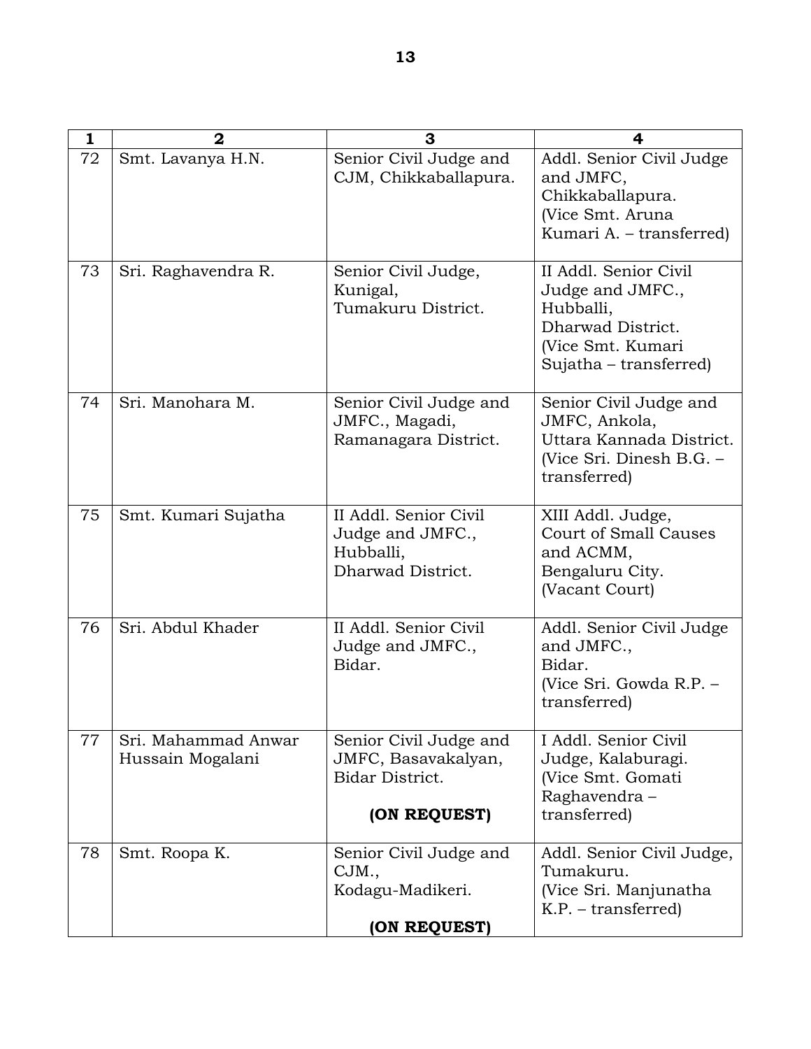| 1 | 2 | 3 | 4 |
|---|---|---|---|
| 72 | Smt. Lavanya H.N. | Senior Civil Judge and CJM, Chikkaballapura. | Addl. Senior Civil Judge and JMFC, Chikkaballapura. (Vice Smt. Aruna Kumari A. – transferred) |
| 73 | Sri. Raghavendra R. | Senior Civil Judge, Kunigal, Tumakuru District. | II Addl. Senior Civil Judge and JMFC., Hubballi, Dharwad District. (Vice Smt. Kumari Sujatha – transferred) |
| 74 | Sri. Manohara M. | Senior Civil Judge and JMFC., Magadi, Ramanagara District. | Senior Civil Judge and JMFC, Ankola, Uttara Kannada District. (Vice Sri. Dinesh B.G. – transferred) |
| 75 | Smt. Kumari Sujatha | II Addl. Senior Civil Judge and JMFC., Hubballi, Dharwad District. | XIII Addl. Judge, Court of Small Causes and ACMM, Bengaluru City. (Vacant Court) |
| 76 | Sri. Abdul Khader | II Addl. Senior Civil Judge and JMFC., Bidar. | Addl. Senior Civil Judge and JMFC., Bidar. (Vice Sri. Gowda R.P. – transferred) |
| 77 | Sri. Mahammad Anwar Hussain Mogalani | Senior Civil Judge and JMFC, Basavakalyan, Bidar District. **(ON REQUEST)** | I Addl. Senior Civil Judge, Kalaburagi. (Vice Smt. Gomati Raghavendra – transferred) |
| 78 | Smt. Roopa K. | Senior Civil Judge and CJM., Kodagu-Madikeri. **(ON REQUEST)** | Addl. Senior Civil Judge, Tumakuru. (Vice Sri. Manjunatha K.P. – transferred) |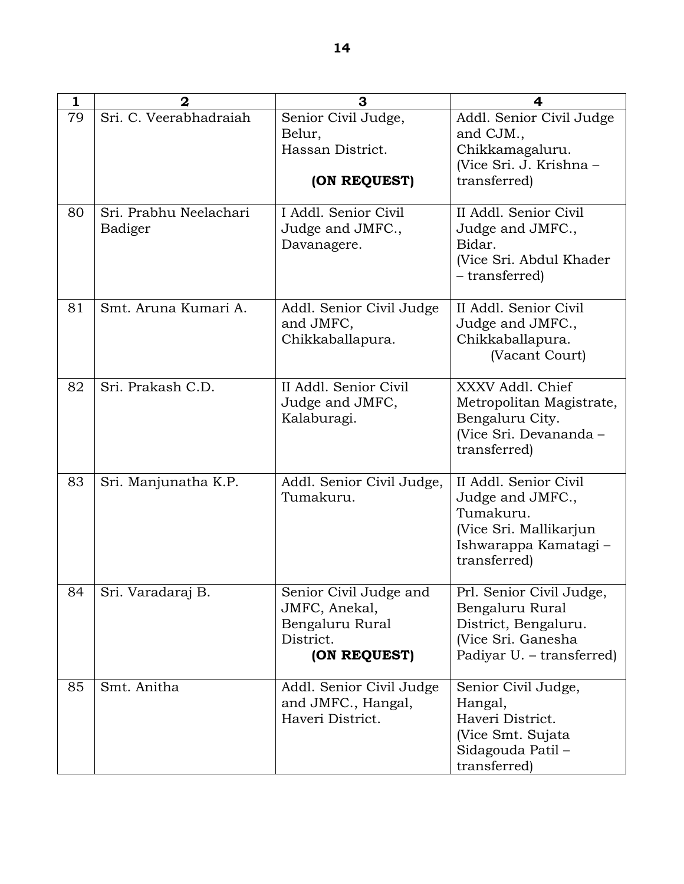| 1 | 2 | 3 | 4 |
|---|---|---|---|
| 79 | Sri. C. Veerabhadraiah | Senior Civil Judge, Belur, Hassan District. **(ON REQUEST)** | Addl. Senior Civil Judge and CJM., Chikkamagaluru. (Vice Sri. J. Krishna – transferred) |
| 80 | Sri. Prabhu Neelachari Badiger | I Addl. Senior Civil Judge and JMFC., Davanagere. | II Addl. Senior Civil Judge and JMFC., Bidar. (Vice Sri. Abdul Khader – transferred) |
| 81 | Smt. Aruna Kumari A. | Addl. Senior Civil Judge and JMFC, Chikkaballapura. | II Addl. Senior Civil Judge and JMFC., Chikkaballapura. (Vacant Court) |
| 82 | Sri. Prakash C.D. | II Addl. Senior Civil Judge and JMFC, Kalaburagi. | XXXV Addl. Chief Metropolitan Magistrate, Bengaluru City. (Vice Sri. Devananda – transferred) |
| 83 | Sri. Manjunatha K.P. | Addl. Senior Civil Judge, Tumakuru. | II Addl. Senior Civil Judge and JMFC., Tumakuru. (Vice Sri. Mallikarjun Ishwarappa Kamatagi – transferred) |
| 84 | Sri. Varadaraj B. | Senior Civil Judge and JMFC, Anekal, Bengaluru Rural District. **(ON REQUEST)** | Prl. Senior Civil Judge, Bengaluru Rural District, Bengaluru. (Vice Sri. Ganesha Padiyar U. – transferred) |
| 85 | Smt. Anitha | Addl. Senior Civil Judge and JMFC., Hangal, Haveri District. | Senior Civil Judge, Hangal, Haveri District. (Vice Smt. Sujata Sidagouda Patil – transferred) |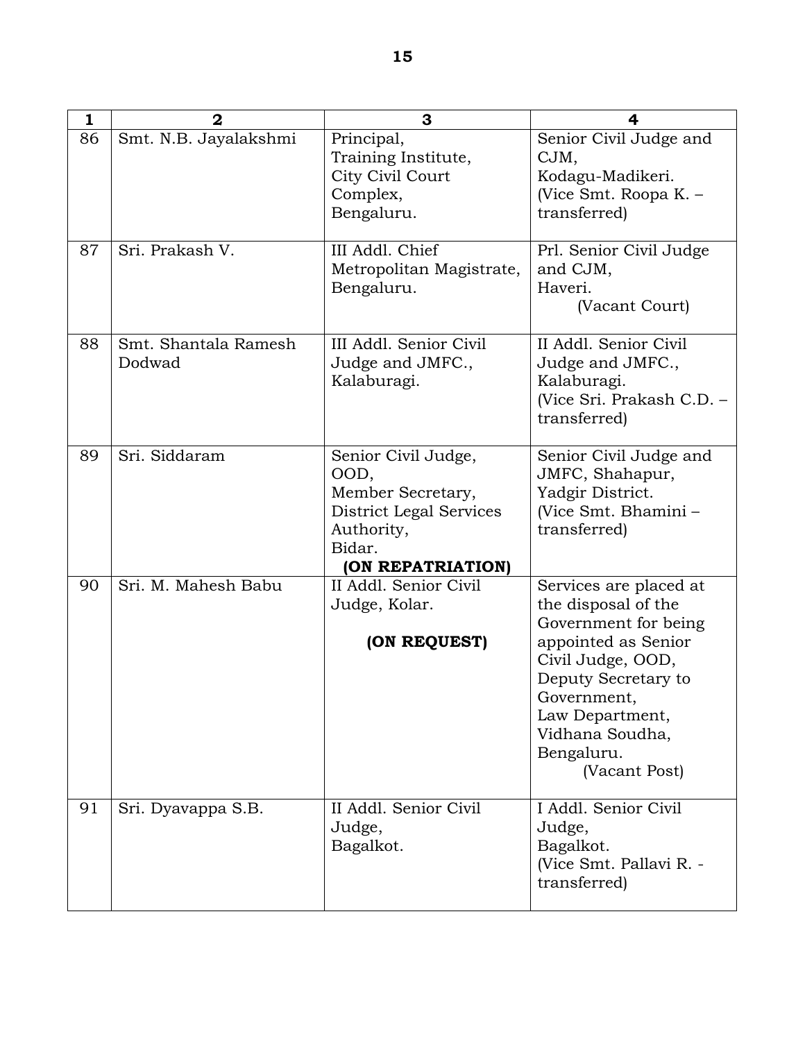| 1 | 2 | 3 | 4 |
|---|---|---|---|
| 86 | Smt. N.B. Jayalakshmi | Principal, Training Institute, City Civil Court Complex, Bengaluru. | Senior Civil Judge and CJM, Kodagu-Madikeri. (Vice Smt. Roopa K. – transferred) |
| 87 | Sri. Prakash V. | III Addl. Chief Metropolitan Magistrate, Bengaluru. | Prl. Senior Civil Judge and CJM, Haveri. (Vacant Court) |
| 88 | Smt. Shantala Ramesh Dodwad | III Addl. Senior Civil Judge and JMFC., Kalaburagi. | II Addl. Senior Civil Judge and JMFC., Kalaburagi. (Vice Sri. Prakash C.D. – transferred) |
| 89 | Sri. Siddaram | Senior Civil Judge, OOD, Member Secretary, District Legal Services Authority, Bidar. **(ON REPATRIATION)** | Senior Civil Judge and JMFC, Shahapur, Yadgir District. (Vice Smt. Bhamini – transferred) |
| 90 | Sri. M. Mahesh Babu | II Addl. Senior Civil Judge, Kolar. **(ON REQUEST)** | Services are placed at the disposal of the Government for being appointed as Senior Civil Judge, OOD, Deputy Secretary to Government, Law Department, Vidhana Soudha, Bengaluru. (Vacant Post) |
| 91 | Sri. Dyavappa S.B. | II Addl. Senior Civil Judge, Bagalkot. | I Addl. Senior Civil Judge, Bagalkot. (Vice Smt. Pallavi R. - transferred) |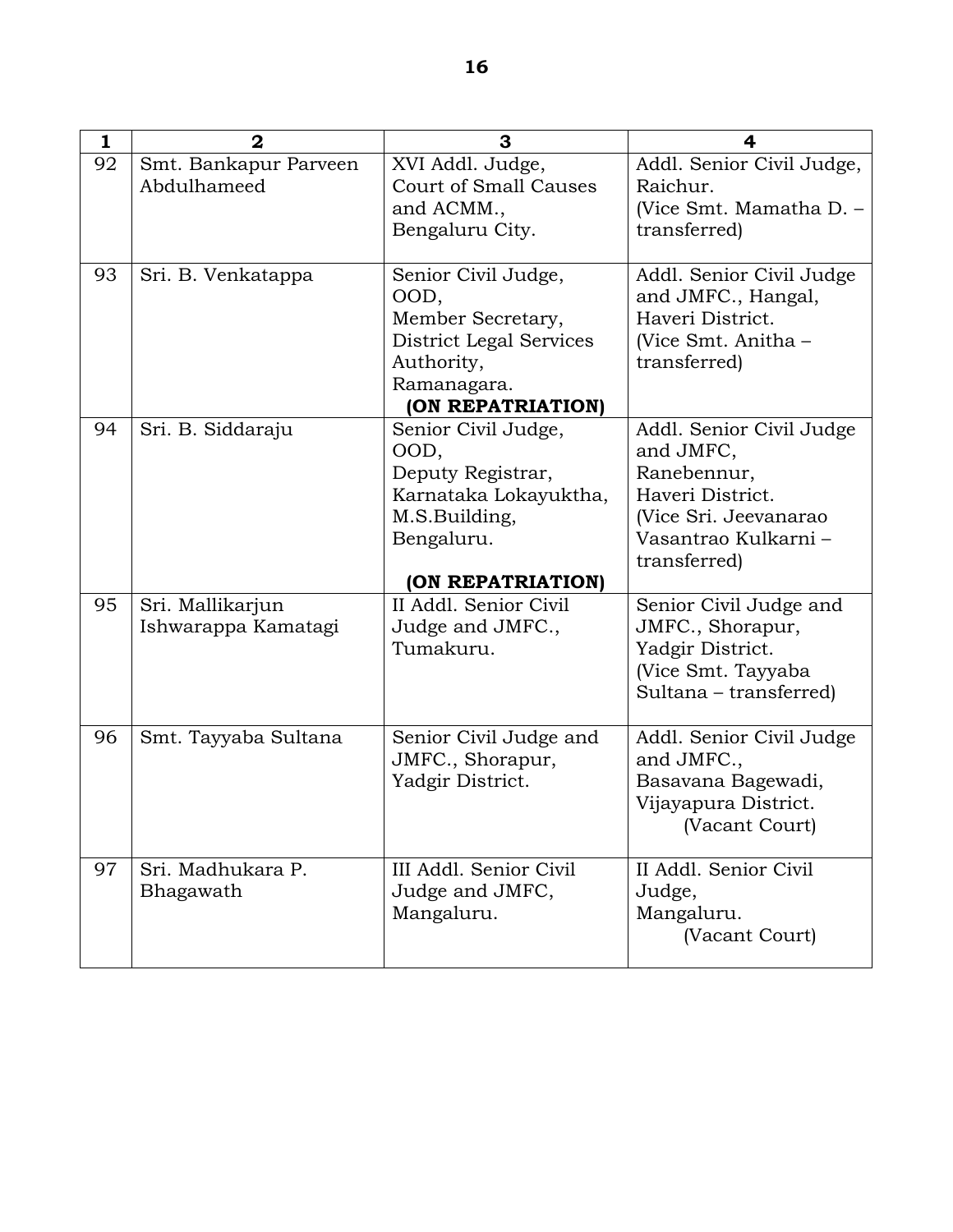| 1 | 2 | 3 | 4 |
|---|---|---|---|
| 92 | Smt. Bankapur Parveen Abdulhameed | XVI Addl. Judge, Court of Small Causes and ACMM., Bengaluru City. | Addl. Senior Civil Judge, Raichur. (Vice Smt. Mamatha D. – transferred) |
| 93 | Sri. B. Venkatappa | Senior Civil Judge, OOD, Member Secretary, District Legal Services Authority, Ramanagara. **(ON REPATRIATION)** | Addl. Senior Civil Judge and JMFC., Hangal, Haveri District. (Vice Smt. Anitha – transferred) |
| 94 | Sri. B. Siddaraju | Senior Civil Judge, OOD, Deputy Registrar, Karnataka Lokayuktha, M.S.Building, Bengaluru. **(ON REPATRIATION)** | Addl. Senior Civil Judge and JMFC, Ranebennur, Haveri District. (Vice Sri. Jeevanarao Vasantrao Kulkarni – transferred) |
| 95 | Sri. Mallikarjun Ishwarappa Kamatagi | II Addl. Senior Civil Judge and JMFC., Tumakuru. | Senior Civil Judge and JMFC., Shorapur, Yadgir District. (Vice Smt. Tayyaba Sultana – transferred) |
| 96 | Smt. Tayyaba Sultana | Senior Civil Judge and JMFC., Shorapur, Yadgir District. | Addl. Senior Civil Judge and JMFC., Basavana Bagewadi, Vijayapura District. (Vacant Court) |
| 97 | Sri. Madhukara P. Bhagawath | III Addl. Senior Civil Judge and JMFC, Mangaluru. | II Addl. Senior Civil Judge, Mangaluru. (Vacant Court) |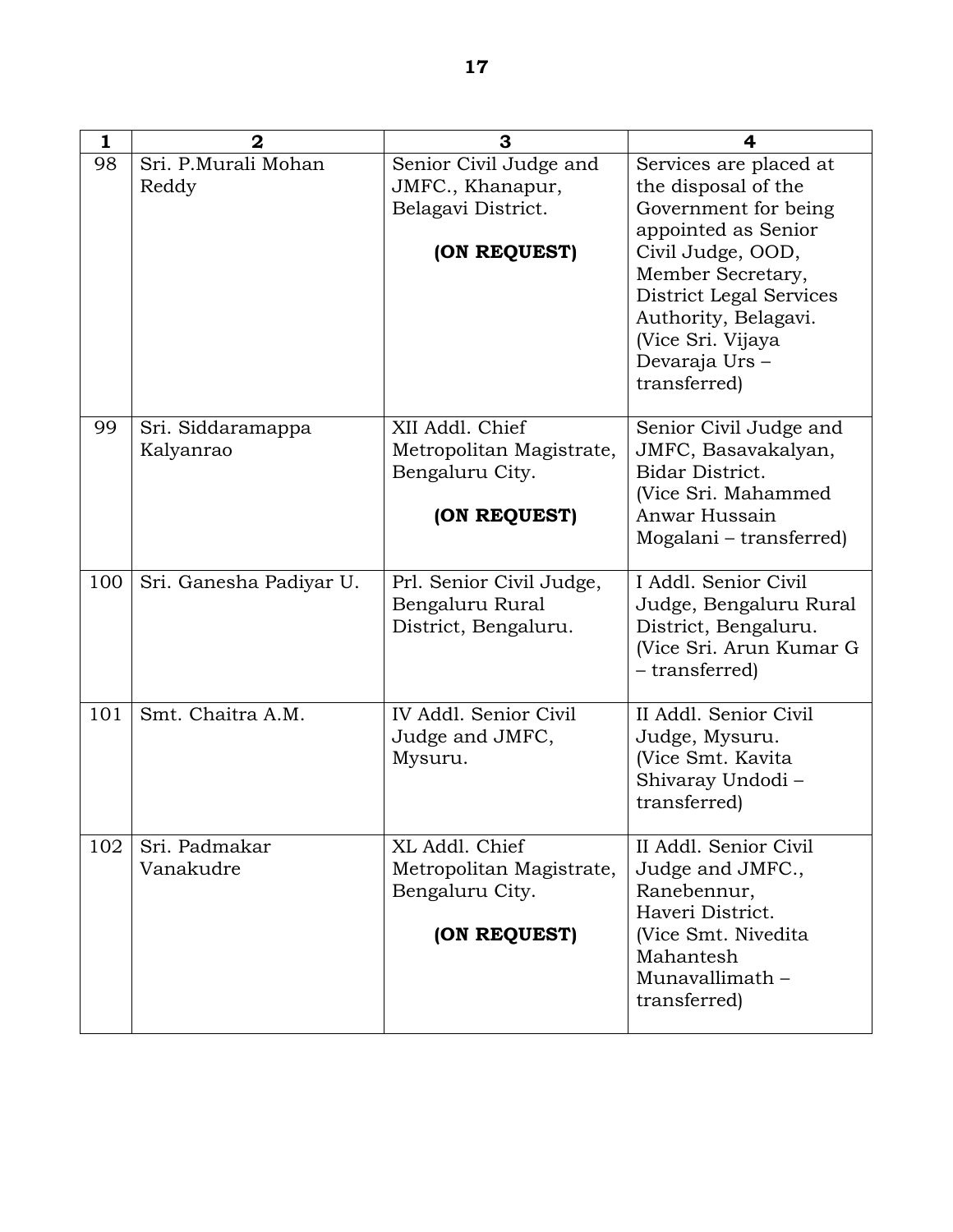| 1 | 2 | 3 | 4 |
|---|---|---|---|
| 98 | Sri. P.Murali Mohan Reddy | Senior Civil Judge and JMFC., Khanapur, Belagavi District.<br><br>**(ON REQUEST)** | Services are placed at the disposal of the Government for being appointed as Senior Civil Judge, OOD, Member Secretary, District Legal Services Authority, Belagavi. (Vice Sri. Vijaya Devaraja Urs – transferred) |
| 99 | Sri. Siddaramappa Kalyanrao | XII Addl. Chief Metropolitan Magistrate, Bengaluru City.<br><br>**(ON REQUEST)** | Senior Civil Judge and JMFC, Basavakalyan, Bidar District. (Vice Sri. Mahammed Anwar Hussain Mogalani – transferred) |
| 100 | Sri. Ganesha Padiyar U. | Prl. Senior Civil Judge, Bengaluru Rural District, Bengaluru. | I Addl. Senior Civil Judge, Bengaluru Rural District, Bengaluru. (Vice Sri. Arun Kumar G – transferred) |
| 101 | Smt. Chaitra A.M. | IV Addl. Senior Civil Judge and JMFC, Mysuru. | II Addl. Senior Civil Judge, Mysuru. (Vice Smt. Kavita Shivaray Undodi – transferred) |
| 102 | Sri. Padmakar Vanakudre | XL Addl. Chief Metropolitan Magistrate, Bengaluru City.<br><br>**(ON REQUEST)** | II Addl. Senior Civil Judge and JMFC., Ranebennur, Haveri District. (Vice Smt. Nivedita Mahantesh Munavallimath – transferred) |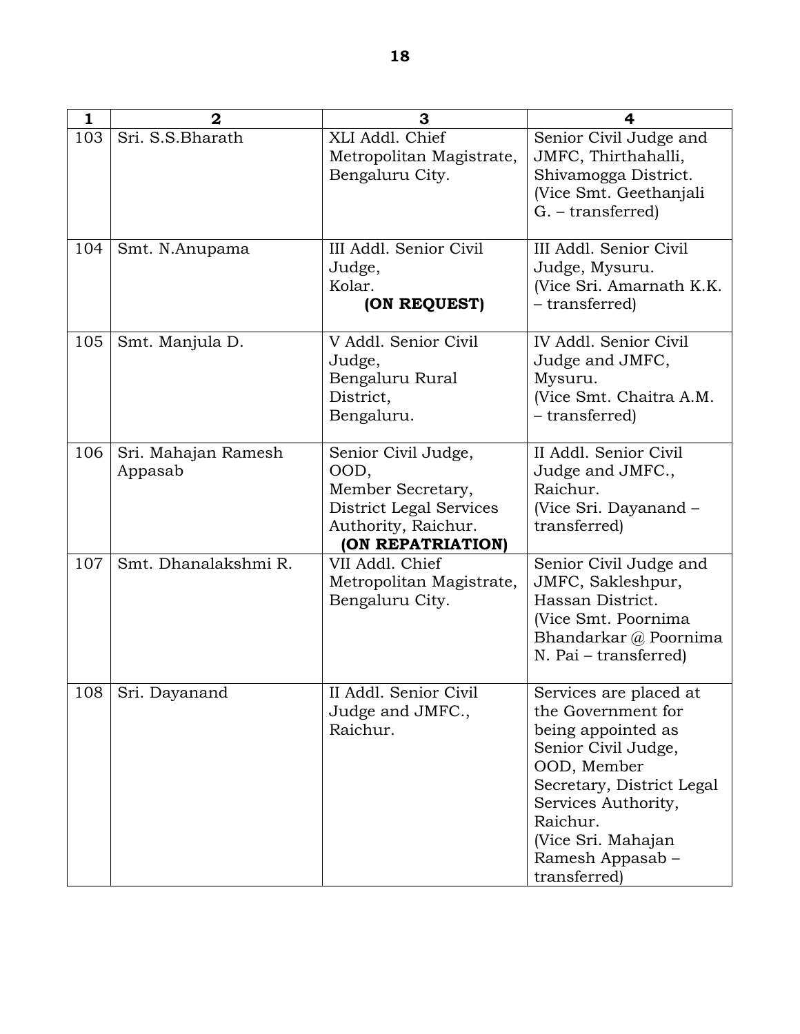| 1 | 2 | 3 | 4 |
|---|---|---|---|
| 103 | Sri. S.S.Bharath | XLI Addl. Chief Metropolitan Magistrate, Bengaluru City. | Senior Civil Judge and JMFC, Thirthahalli, Shivamogga District. (Vice Smt. Geethanjali G. – transferred) |
| 104 | Smt. N.Anupama | III Addl. Senior Civil Judge, Kolar. **(ON REQUEST)** | III Addl. Senior Civil Judge, Mysuru. (Vice Sri. Amarnath K.K. – transferred) |
| 105 | Smt. Manjula D. | V Addl. Senior Civil Judge, Bengaluru Rural District, Bengaluru. | IV Addl. Senior Civil Judge and JMFC, Mysuru. (Vice Smt. Chaitra A.M. – transferred) |
| 106 | Sri. Mahajan Ramesh Appasab | Senior Civil Judge, OOD, Member Secretary, District Legal Services Authority, Raichur. **(ON REPATRIATION)** | II Addl. Senior Civil Judge and JMFC., Raichur. (Vice Sri. Dayanand – transferred) |
| 107 | Smt. Dhanalakshmi R. | VII Addl. Chief Metropolitan Magistrate, Bengaluru City. | Senior Civil Judge and JMFC, Sakleshpur, Hassan District. (Vice Smt. Poornima Bhandarkar @ Poornima N. Pai – transferred) |
| 108 | Sri. Dayanand | II Addl. Senior Civil Judge and JMFC., Raichur. | Services are placed at the Government for being appointed as Senior Civil Judge, OOD, Member Secretary, District Legal Services Authority, Raichur. (Vice Sri. Mahajan Ramesh Appasab – transferred) |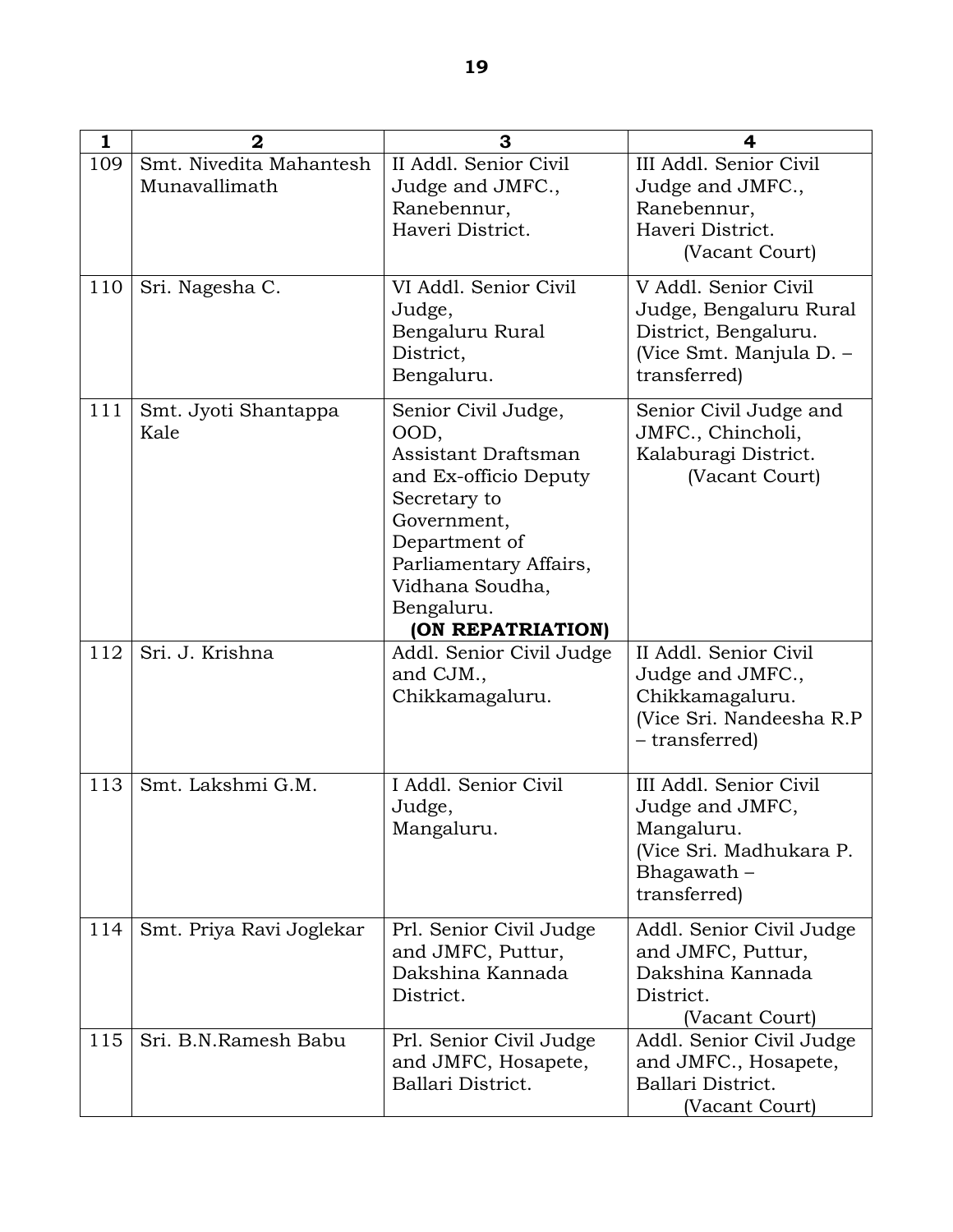| 1 | 2 | 3 | 4 |
|---|---|---|---|
| 109 | Smt. Nivedita Mahantesh Munavallimath | II Addl. Senior Civil Judge and JMFC., Ranebennur, Haveri District. | III Addl. Senior Civil Judge and JMFC., Ranebennur, Haveri District. (Vacant Court) |
| 110 | Sri. Nagesha C. | VI Addl. Senior Civil Judge, Bengaluru Rural District, Bengaluru. | V Addl. Senior Civil Judge, Bengaluru Rural District, Bengaluru. (Vice Smt. Manjula D. – transferred) |
| 111 | Smt. Jyoti Shantappa Kale | Senior Civil Judge, OOD, Assistant Draftsman and Ex-officio Deputy Secretary to Government, Department of Parliamentary Affairs, Vidhana Soudha, Bengaluru. **(ON REPATRIATION)** | Senior Civil Judge and JMFC., Chincholi, Kalaburagi District. (Vacant Court) |
| 112 | Sri. J. Krishna | Addl. Senior Civil Judge and CJM., Chikkamagaluru. | II Addl. Senior Civil Judge and JMFC., Chikkamagaluru. (Vice Sri. Nandeesha R.P – transferred) |
| 113 | Smt. Lakshmi G.M. | I Addl. Senior Civil Judge, Mangaluru. | III Addl. Senior Civil Judge and JMFC, Mangaluru. (Vice Sri. Madhukara P. Bhagawath – transferred) |
| 114 | Smt. Priya Ravi Joglekar | Prl. Senior Civil Judge and JMFC, Puttur, Dakshina Kannada District. | Addl. Senior Civil Judge and JMFC, Puttur, Dakshina Kannada District. (Vacant Court) |
| 115 | Sri. B.N.Ramesh Babu | Prl. Senior Civil Judge and JMFC, Hosapete, Ballari District. | Addl. Senior Civil Judge and JMFC., Hosapete, Ballari District. (Vacant Court) |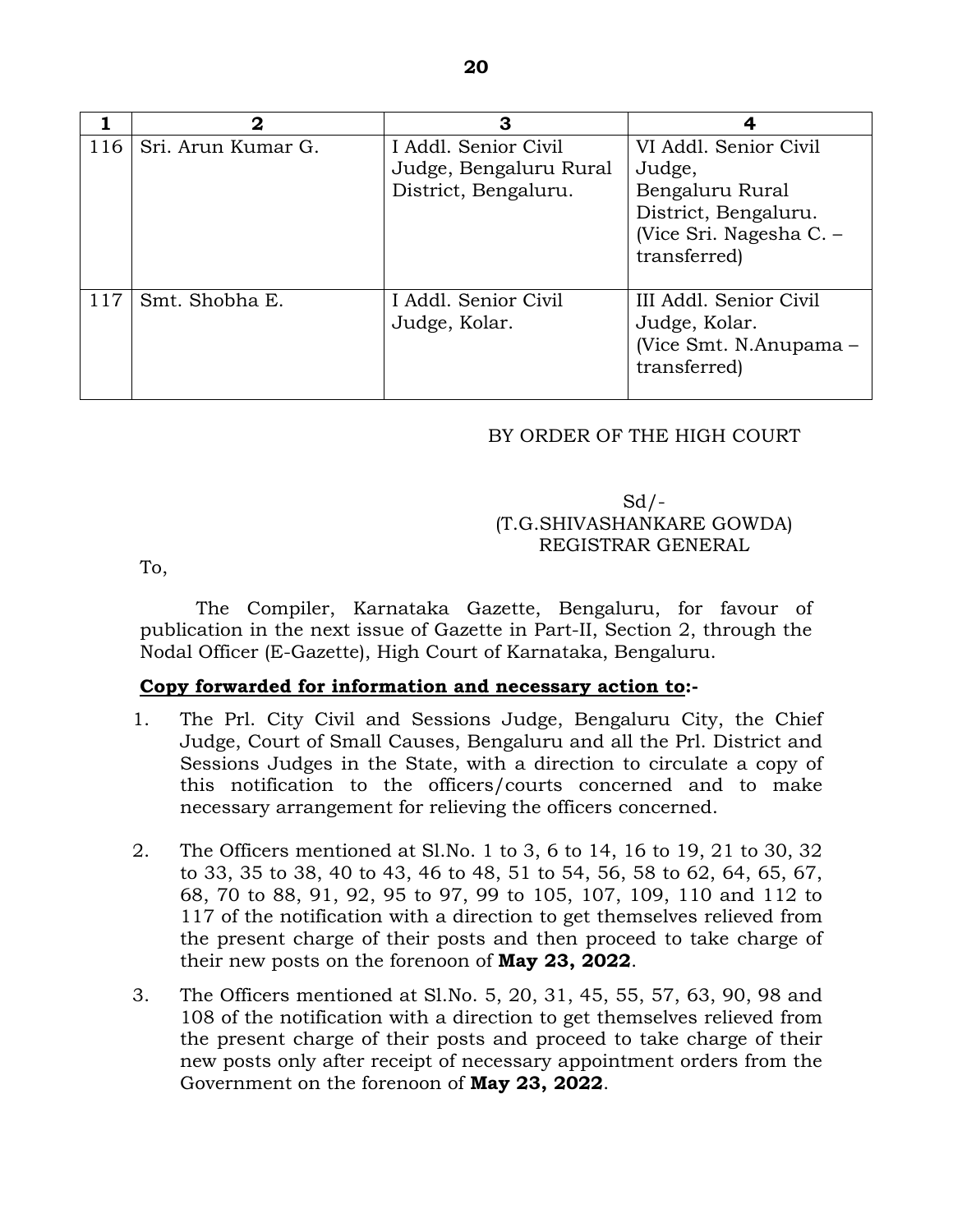| 1 | 2 | 3 | 4 |
|---|---|---|---|
| 116 | Sri. Arun Kumar G. | I Addl. Senior Civil Judge, Bengaluru Rural District, Bengaluru. | VI Addl. Senior Civil Judge, Bengaluru Rural District, Bengaluru. (Vice Sri. Nagesha C. – transferred) |
| 117 | Smt. Shobha E. | I Addl. Senior Civil Judge, Kolar. | III Addl. Senior Civil Judge, Kolar. (Vice Smt. N.Anupama – transferred) |

BY ORDER OF THE HIGH COURT

Sd/-
(T.G.SHIVASHANKARE GOWDA)
REGISTRAR GENERAL

To,

The Compiler, Karnataka Gazette, Bengaluru, for favour of publication in the next issue of Gazette in Part-II, Section 2, through the Nodal Officer (E-Gazette), High Court of Karnataka, Bengaluru.

**<u>Copy forwarded for information and necessary action to</u>:-**

1. The Prl. City Civil and Sessions Judge, Bengaluru City, the Chief Judge, Court of Small Causes, Bengaluru and all the Prl. District and Sessions Judges in the State, with a direction to circulate a copy of this notification to the officers/courts concerned and to make necessary arrangement for relieving the officers concerned.

2. The Officers mentioned at Sl.No. 1 to 3, 6 to 14, 16 to 19, 21 to 30, 32 to 33, 35 to 38, 40 to 43, 46 to 48, 51 to 54, 56, 58 to 62, 64, 65, 67, 68, 70 to 88, 91, 92, 95 to 97, 99 to 105, 107, 109, 110 and 112 to 117 of the notification with a direction to get themselves relieved from the present charge of their posts and then proceed to take charge of their new posts on the forenoon of **May 23, 2022**.

3. The Officers mentioned at Sl.No. 5, 20, 31, 45, 55, 57, 63, 90, 98 and 108 of the notification with a direction to get themselves relieved from the present charge of their posts and proceed to take charge of their new posts only after receipt of necessary appointment orders from the Government on the forenoon of **May 23, 2022**.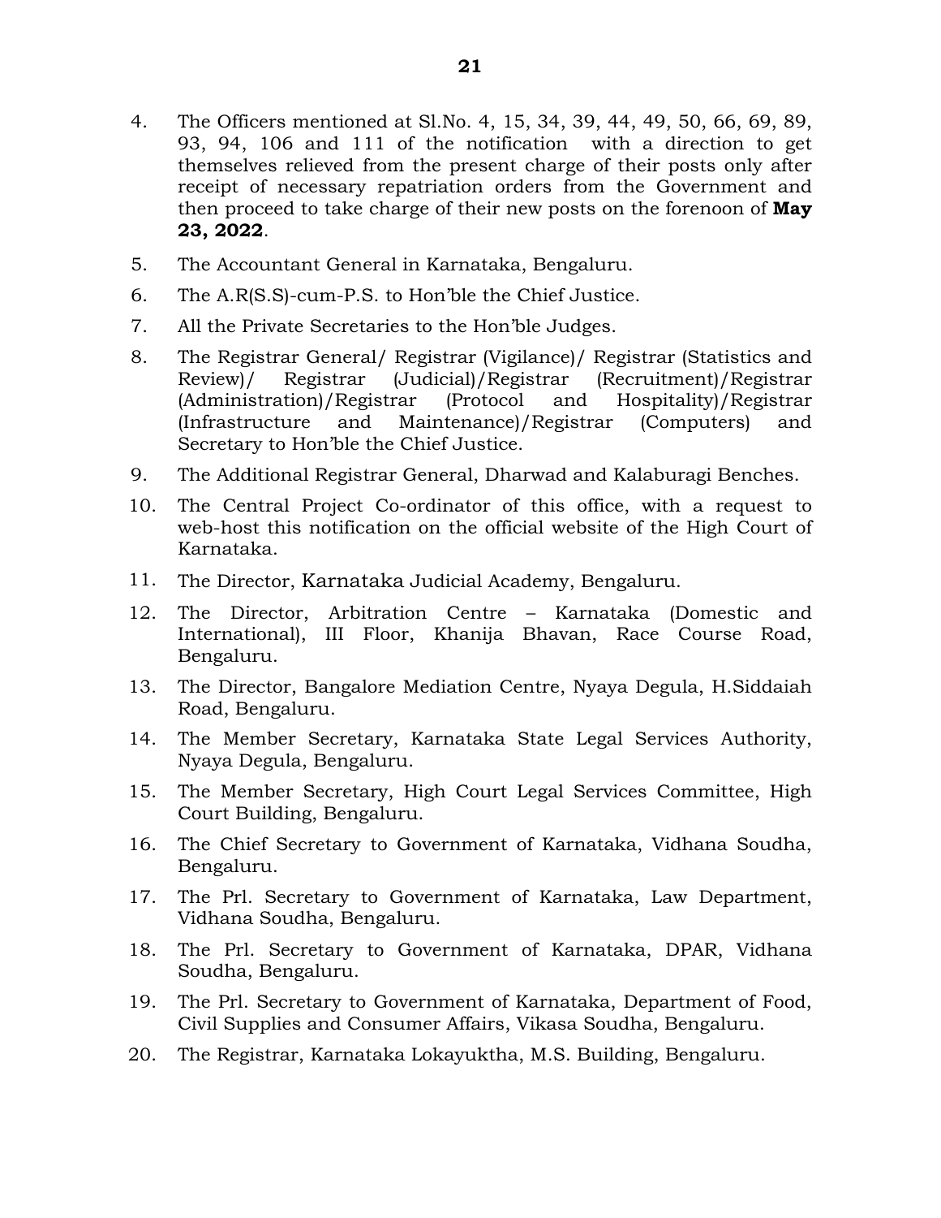4. The Officers mentioned at Sl.No. 4, 15, 34, 39, 44, 49, 50, 66, 69, 89, 93, 94, 106 and 111 of the notification with a direction to get themselves relieved from the present charge of their posts only after receipt of necessary repatriation orders from the Government and then proceed to take charge of their new posts on the forenoon of **May 23, 2022**.
5. The Accountant General in Karnataka, Bengaluru.
6. The A.R(S.S)-cum-P.S. to Hon'ble the Chief Justice.
7. All the Private Secretaries to the Hon'ble Judges.
8. The Registrar General/ Registrar (Vigilance)/ Registrar (Statistics and Review)/ Registrar (Judicial)/Registrar (Recruitment)/Registrar (Administration)/Registrar (Protocol and Hospitality)/Registrar (Infrastructure and Maintenance)/Registrar (Computers) and Secretary to Hon'ble the Chief Justice.
9. The Additional Registrar General, Dharwad and Kalaburagi Benches.
10. The Central Project Co-ordinator of this office, with a request to web-host this notification on the official website of the High Court of Karnataka.
11. The Director, Karnataka Judicial Academy, Bengaluru.
12. The Director, Arbitration Centre – Karnataka (Domestic and International), III Floor, Khanija Bhavan, Race Course Road, Bengaluru.
13. The Director, Bangalore Mediation Centre, Nyaya Degula, H.Siddaiah Road, Bengaluru.
14. The Member Secretary, Karnataka State Legal Services Authority, Nyaya Degula, Bengaluru.
15. The Member Secretary, High Court Legal Services Committee, High Court Building, Bengaluru.
16. The Chief Secretary to Government of Karnataka, Vidhana Soudha, Bengaluru.
17. The Prl. Secretary to Government of Karnataka, Law Department, Vidhana Soudha, Bengaluru.
18. The Prl. Secretary to Government of Karnataka, DPAR, Vidhana Soudha, Bengaluru.
19. The Prl. Secretary to Government of Karnataka, Department of Food, Civil Supplies and Consumer Affairs, Vikasa Soudha, Bengaluru.
20. The Registrar, Karnataka Lokayuktha, M.S. Building, Bengaluru.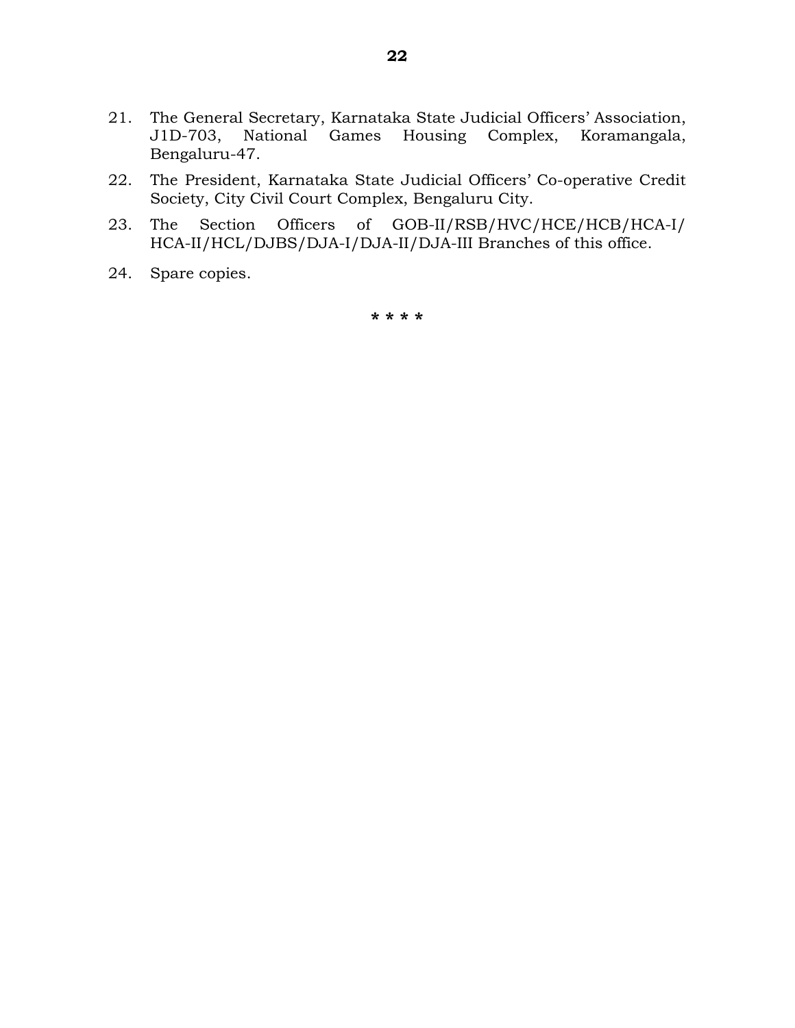21. The General Secretary, Karnataka State Judicial Officers' Association, J1D-703, National Games Housing Complex, Koramangala, Bengaluru-47.

22. The President, Karnataka State Judicial Officers' Co-operative Credit Society, City Civil Court Complex, Bengaluru City.

23. The Section Officers of GOB-II/RSB/HVC/HCE/HCB/HCA-I/HCA-II/HCL/DJBS/DJA-I/DJA-II/DJA-III Branches of this office.

24. Spare copies.

\* \* \* \*